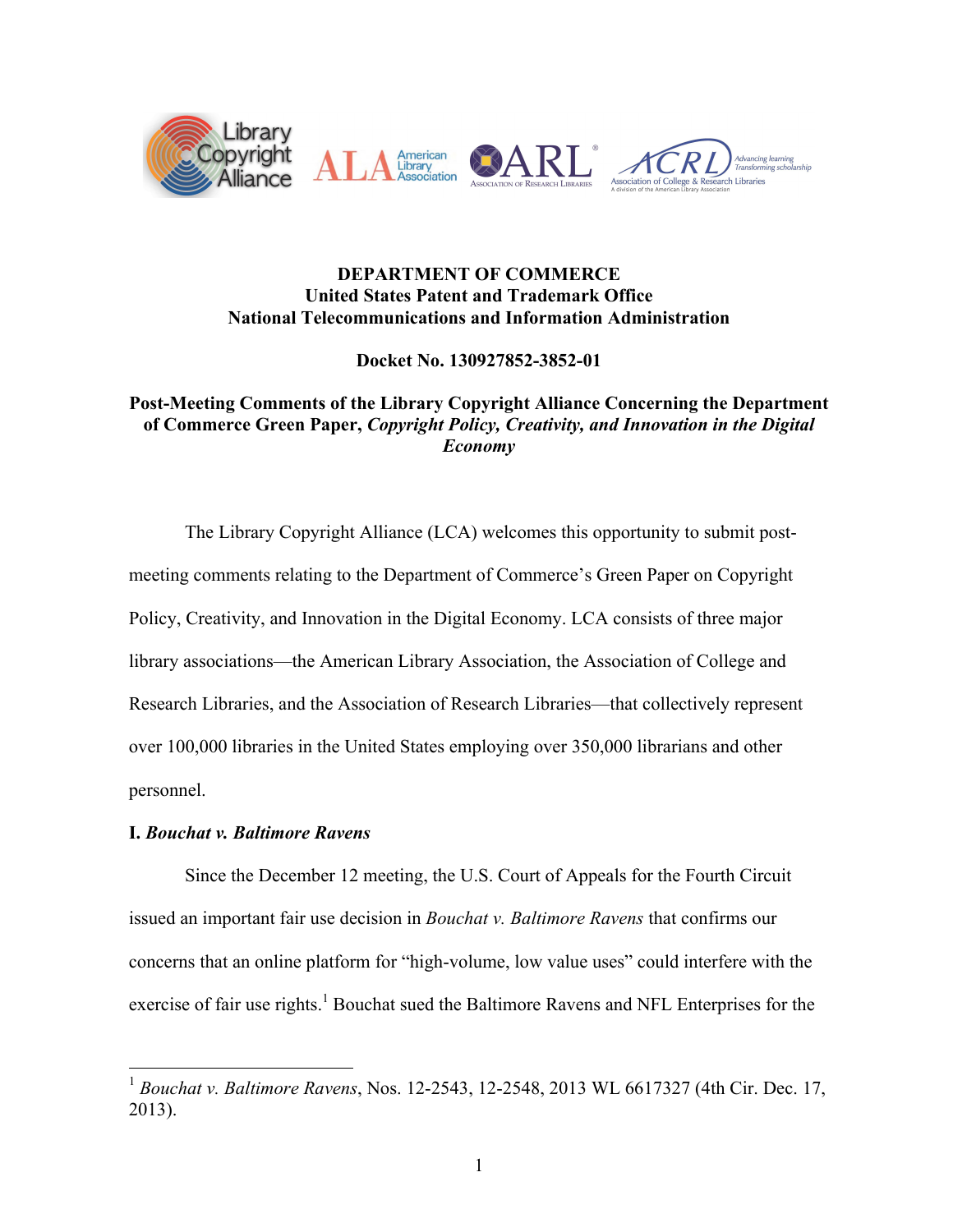**DEPARTMENT OF COMMERCE**
**United States Patent and Trademark Office**
**National Telecommunications and Information Administration**

**Docket No. 130927852-3852-01**

**Post-Meeting Comments of the Library Copyright Alliance Concerning the Department of Commerce Green Paper, *Copyright Policy, Creativity, and Innovation in the Digital Economy***

The Library Copyright Alliance (LCA) welcomes this opportunity to submit post-meeting comments relating to the Department of Commerce's Green Paper on Copyright Policy, Creativity, and Innovation in the Digital Economy. LCA consists of three major library associations—the American Library Association, the Association of College and Research Libraries, and the Association of Research Libraries—that collectively represent over 100,000 libraries in the United States employing over 350,000 librarians and other personnel.

## I. *Bouchat v. Baltimore Ravens*

Since the December 12 meeting, the U.S. Court of Appeals for the Fourth Circuit issued an important fair use decision in *Bouchat v. Baltimore Ravens* that confirms our concerns that an online platform for "high-volume, low value uses" could interfere with the exercise of fair use rights.[1] Bouchat sued the Baltimore Ravens and NFL Enterprises for the

---

[1] *Bouchat v. Baltimore Ravens*, Nos. 12-2543, 12-2548, 2013 WL 6617327 (4th Cir. Dec. 17, 2013).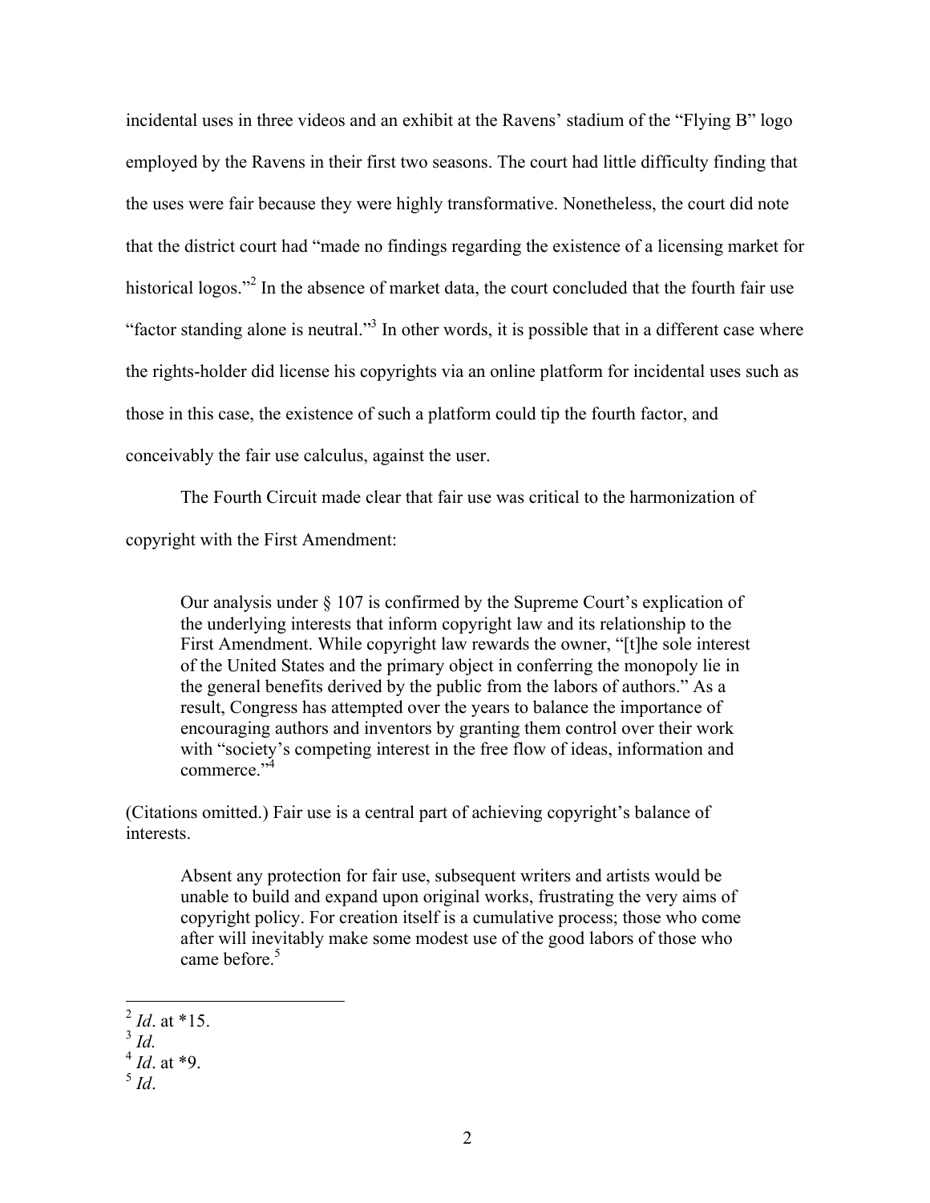incidental uses in three videos and an exhibit at the Ravens' stadium of the "Flying B" logo employed by the Ravens in their first two seasons. The court had little difficulty finding that the uses were fair because they were highly transformative. Nonetheless, the court did note that the district court had "made no findings regarding the existence of a licensing market for historical logos."[2] In the absence of market data, the court concluded that the fourth fair use "factor standing alone is neutral."[3] In other words, it is possible that in a different case where the rights-holder did license his copyrights via an online platform for incidental uses such as those in this case, the existence of such a platform could tip the fourth factor, and conceivably the fair use calculus, against the user.

The Fourth Circuit made clear that fair use was critical to the harmonization of copyright with the First Amendment:

> Our analysis under § 107 is confirmed by the Supreme Court's explication of the underlying interests that inform copyright law and its relationship to the First Amendment. While copyright law rewards the owner, "[t]he sole interest of the United States and the primary object in conferring the monopoly lie in the general benefits derived by the public from the labors of authors." As a result, Congress has attempted over the years to balance the importance of encouraging authors and inventors by granting them control over their work with "society's competing interest in the free flow of ideas, information and commerce."[4]

(Citations omitted.) Fair use is a central part of achieving copyright's balance of interests.

> Absent any protection for fair use, subsequent writers and artists would be unable to build and expand upon original works, frustrating the very aims of copyright policy. For creation itself is a cumulative process; those who come after will inevitably make some modest use of the good labors of those who came before.[5]

---

[2] *Id*. at *15.
[3] *Id.*
[4] *Id*. at *9.
[5] *Id*.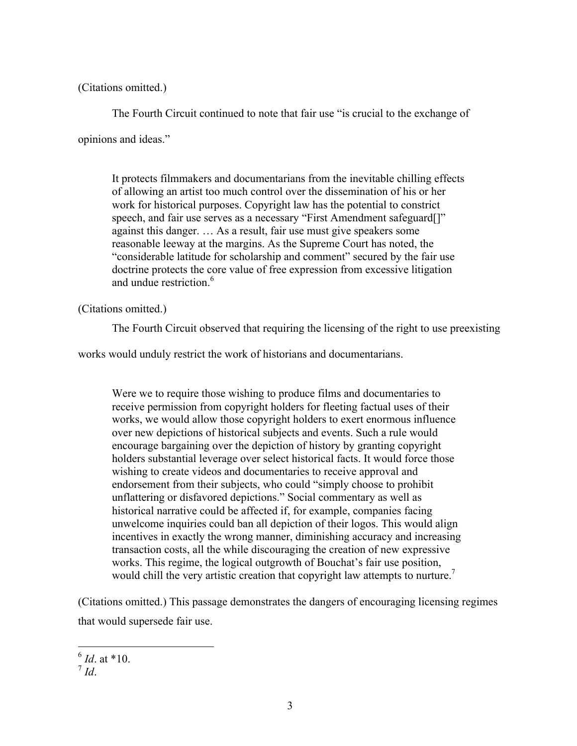(Citations omitted.)

The Fourth Circuit continued to note that fair use "is crucial to the exchange of opinions and ideas."

> It protects filmmakers and documentarians from the inevitable chilling effects of allowing an artist too much control over the dissemination of his or her work for historical purposes. Copyright law has the potential to constrict speech, and fair use serves as a necessary "First Amendment safeguard[]" against this danger. … As a result, fair use must give speakers some reasonable leeway at the margins. As the Supreme Court has noted, the "considerable latitude for scholarship and comment" secured by the fair use doctrine protects the core value of free expression from excessive litigation and undue restriction.[6]

(Citations omitted.)

The Fourth Circuit observed that requiring the licensing of the right to use preexisting works would unduly restrict the work of historians and documentarians.

> Were we to require those wishing to produce films and documentaries to receive permission from copyright holders for fleeting factual uses of their works, we would allow those copyright holders to exert enormous influence over new depictions of historical subjects and events. Such a rule would encourage bargaining over the depiction of history by granting copyright holders substantial leverage over select historical facts. It would force those wishing to create videos and documentaries to receive approval and endorsement from their subjects, who could "simply choose to prohibit unflattering or disfavored depictions." Social commentary as well as historical narrative could be affected if, for example, companies facing unwelcome inquiries could ban all depiction of their logos. This would align incentives in exactly the wrong manner, diminishing accuracy and increasing transaction costs, all the while discouraging the creation of new expressive works. This regime, the logical outgrowth of Bouchat's fair use position, would chill the very artistic creation that copyright law attempts to nurture.[7]

(Citations omitted.) This passage demonstrates the dangers of encouraging licensing regimes that would supersede fair use.

---

[6] *Id*. at *10.

[7] *Id*.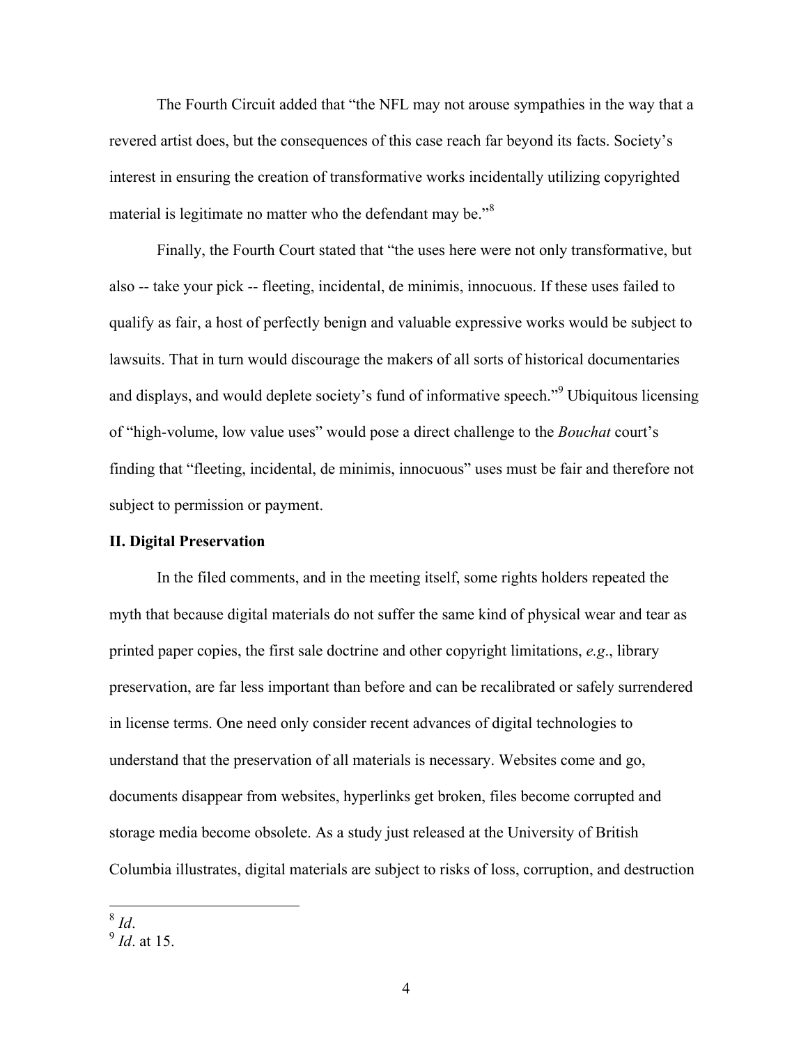The Fourth Circuit added that "the NFL may not arouse sympathies in the way that a revered artist does, but the consequences of this case reach far beyond its facts. Society's interest in ensuring the creation of transformative works incidentally utilizing copyrighted material is legitimate no matter who the defendant may be."[8]

Finally, the Fourth Court stated that "the uses here were not only transformative, but also -- take your pick -- fleeting, incidental, de minimis, innocuous. If these uses failed to qualify as fair, a host of perfectly benign and valuable expressive works would be subject to lawsuits. That in turn would discourage the makers of all sorts of historical documentaries and displays, and would deplete society's fund of informative speech."[9] Ubiquitous licensing of "high-volume, low value uses" would pose a direct challenge to the *Bouchat* court's finding that "fleeting, incidental, de minimis, innocuous" uses must be fair and therefore not subject to permission or payment.

**II. Digital Preservation**

In the filed comments, and in the meeting itself, some rights holders repeated the myth that because digital materials do not suffer the same kind of physical wear and tear as printed paper copies, the first sale doctrine and other copyright limitations, *e.g*., library preservation, are far less important than before and can be recalibrated or safely surrendered in license terms. One need only consider recent advances of digital technologies to understand that the preservation of all materials is necessary. Websites come and go, documents disappear from websites, hyperlinks get broken, files become corrupted and storage media become obsolete. As a study just released at the University of British Columbia illustrates, digital materials are subject to risks of loss, corruption, and destruction

[8] *Id*.
[9] *Id*. at 15.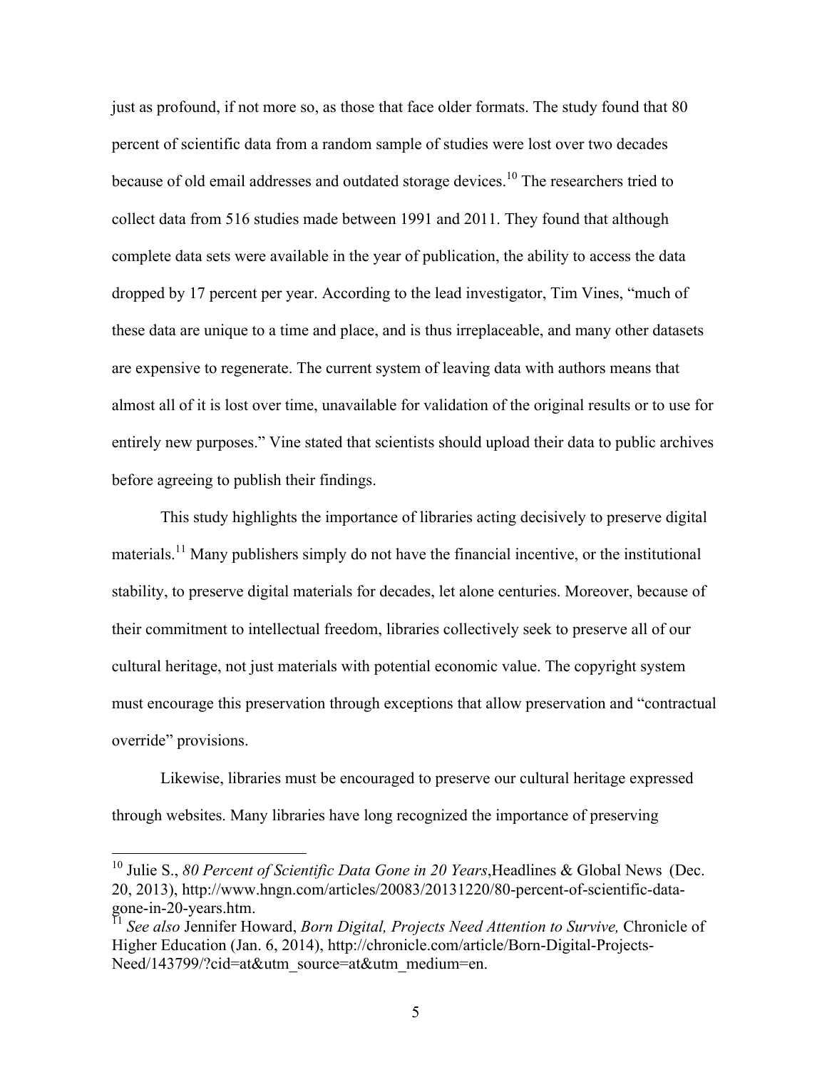just as profound, if not more so, as those that face older formats. The study found that 80 percent of scientific data from a random sample of studies were lost over two decades because of old email addresses and outdated storage devices.[10] The researchers tried to collect data from 516 studies made between 1991 and 2011. They found that although complete data sets were available in the year of publication, the ability to access the data dropped by 17 percent per year. According to the lead investigator, Tim Vines, "much of these data are unique to a time and place, and is thus irreplaceable, and many other datasets are expensive to regenerate. The current system of leaving data with authors means that almost all of it is lost over time, unavailable for validation of the original results or to use for entirely new purposes." Vine stated that scientists should upload their data to public archives before agreeing to publish their findings.

This study highlights the importance of libraries acting decisively to preserve digital materials.[11] Many publishers simply do not have the financial incentive, or the institutional stability, to preserve digital materials for decades, let alone centuries. Moreover, because of their commitment to intellectual freedom, libraries collectively seek to preserve all of our cultural heritage, not just materials with potential economic value. The copyright system must encourage this preservation through exceptions that allow preservation and "contractual override" provisions.

Likewise, libraries must be encouraged to preserve our cultural heritage expressed through websites. Many libraries have long recognized the importance of preserving

---

[10] Julie S., *80 Percent of Scientific Data Gone in 20 Years*,Headlines & Global News (Dec. 20, 2013), http://www.hngn.com/articles/20083/20131220/80-percent-of-scientific-data-gone-in-20-years.htm.

[11] *See also* Jennifer Howard, *Born Digital, Projects Need Attention to Survive,* Chronicle of Higher Education (Jan. 6, 2014), http://chronicle.com/article/Born-Digital-Projects-Need/143799/?cid=at&utm_source=at&utm_medium=en.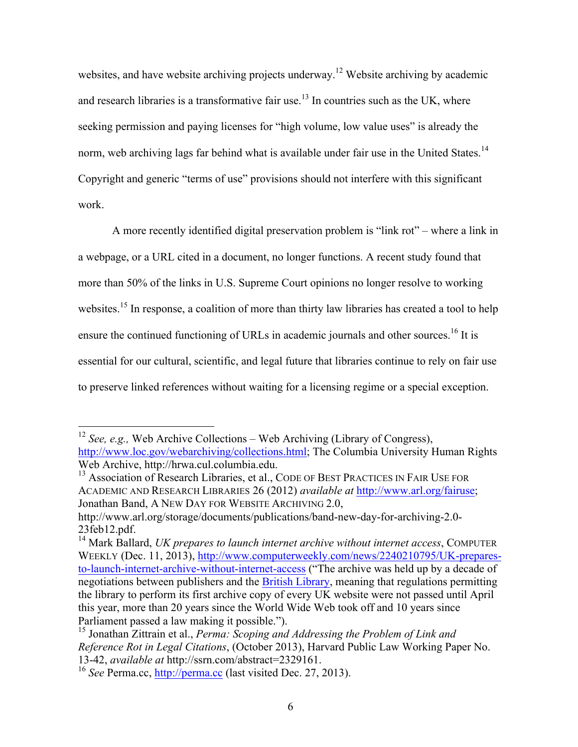websites, and have website archiving projects underway.[12] Website archiving by academic and research libraries is a transformative fair use.[13] In countries such as the UK, where seeking permission and paying licenses for "high volume, low value uses" is already the norm, web archiving lags far behind what is available under fair use in the United States.[14] Copyright and generic "terms of use" provisions should not interfere with this significant work.

A more recently identified digital preservation problem is "link rot" – where a link in a webpage, or a URL cited in a document, no longer functions. A recent study found that more than 50% of the links in U.S. Supreme Court opinions no longer resolve to working websites.[15] In response, a coalition of more than thirty law libraries has created a tool to help ensure the continued functioning of URLs in academic journals and other sources.[16] It is essential for our cultural, scientific, and legal future that libraries continue to rely on fair use to preserve linked references without waiting for a licensing regime or a special exception.

---

[12] *See, e.g.,* Web Archive Collections – Web Archiving (Library of Congress), http://www.loc.gov/webarchiving/collections.html; The Columbia University Human Rights Web Archive, http://hrwa.cul.columbia.edu.

[13] Association of Research Libraries, et al., CODE OF BEST PRACTICES IN FAIR USE FOR ACADEMIC AND RESEARCH LIBRARIES 26 (2012) *available at* http://www.arl.org/fairuse; Jonathan Band, A NEW DAY FOR WEBSITE ARCHIVING 2.0, http://www.arl.org/storage/documents/publications/band-new-day-for-archiving-2.0-23feb12.pdf.

[14] Mark Ballard, *UK prepares to launch internet archive without internet access*, COMPUTER WEEKLY (Dec. 11, 2013), http://www.computerweekly.com/news/2240210795/UK-prepares-to-launch-internet-archive-without-internet-access ("The archive was held up by a decade of negotiations between publishers and the British Library, meaning that regulations permitting the library to perform its first archive copy of every UK website were not passed until April this year, more than 20 years since the World Wide Web took off and 10 years since Parliament passed a law making it possible.").

[15] Jonathan Zittrain et al., *Perma: Scoping and Addressing the Problem of Link and Reference Rot in Legal Citations*, (October 2013), Harvard Public Law Working Paper No. 13-42, *available at* http://ssrn.com/abstract=2329161.

[16] *See* Perma.cc, http://perma.cc (last visited Dec. 27, 2013).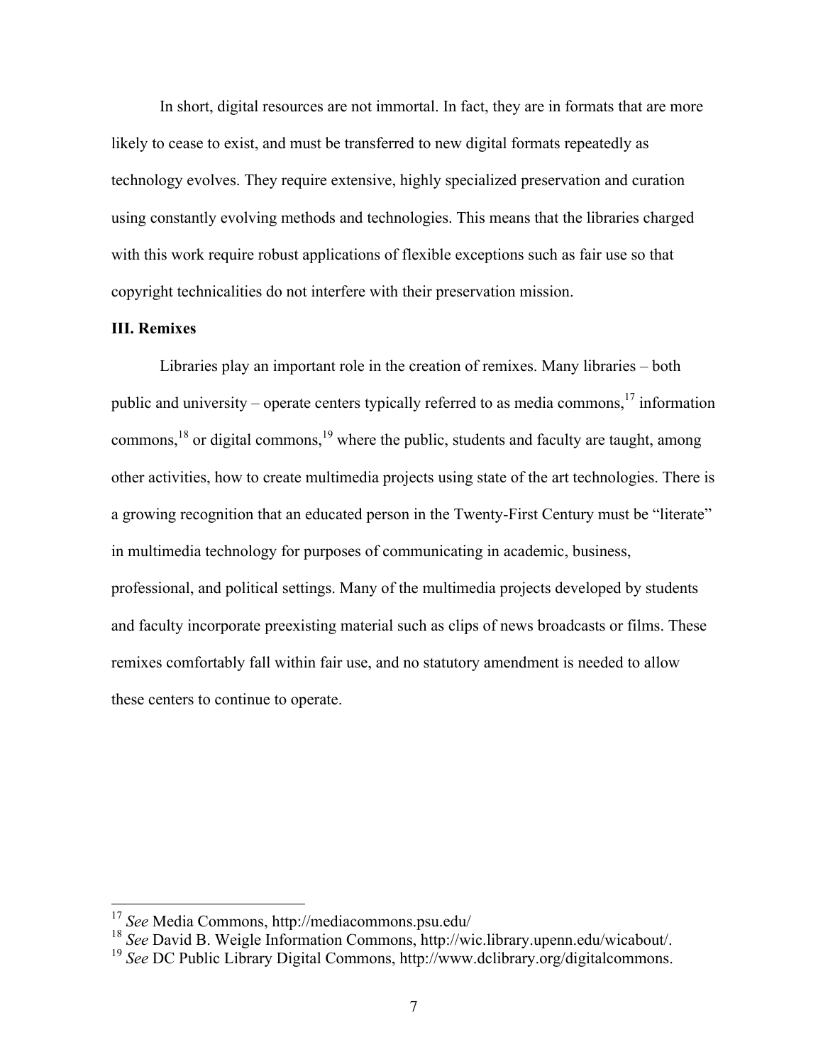In short, digital resources are not immortal. In fact, they are in formats that are more likely to cease to exist, and must be transferred to new digital formats repeatedly as technology evolves. They require extensive, highly specialized preservation and curation using constantly evolving methods and technologies. This means that the libraries charged with this work require robust applications of flexible exceptions such as fair use so that copyright technicalities do not interfere with their preservation mission.

**III. Remixes**

Libraries play an important role in the creation of remixes. Many libraries – both public and university – operate centers typically referred to as media commons,[17] information commons,[18] or digital commons,[19] where the public, students and faculty are taught, among other activities, how to create multimedia projects using state of the art technologies. There is a growing recognition that an educated person in the Twenty-First Century must be "literate" in multimedia technology for purposes of communicating in academic, business, professional, and political settings. Many of the multimedia projects developed by students and faculty incorporate preexisting material such as clips of news broadcasts or films. These remixes comfortably fall within fair use, and no statutory amendment is needed to allow these centers to continue to operate.

---

[17] *See* Media Commons, http://mediacommons.psu.edu/

[18] *See* David B. Weigle Information Commons, http://wic.library.upenn.edu/wicabout/.

[19] *See* DC Public Library Digital Commons, http://www.dclibrary.org/digitalcommons.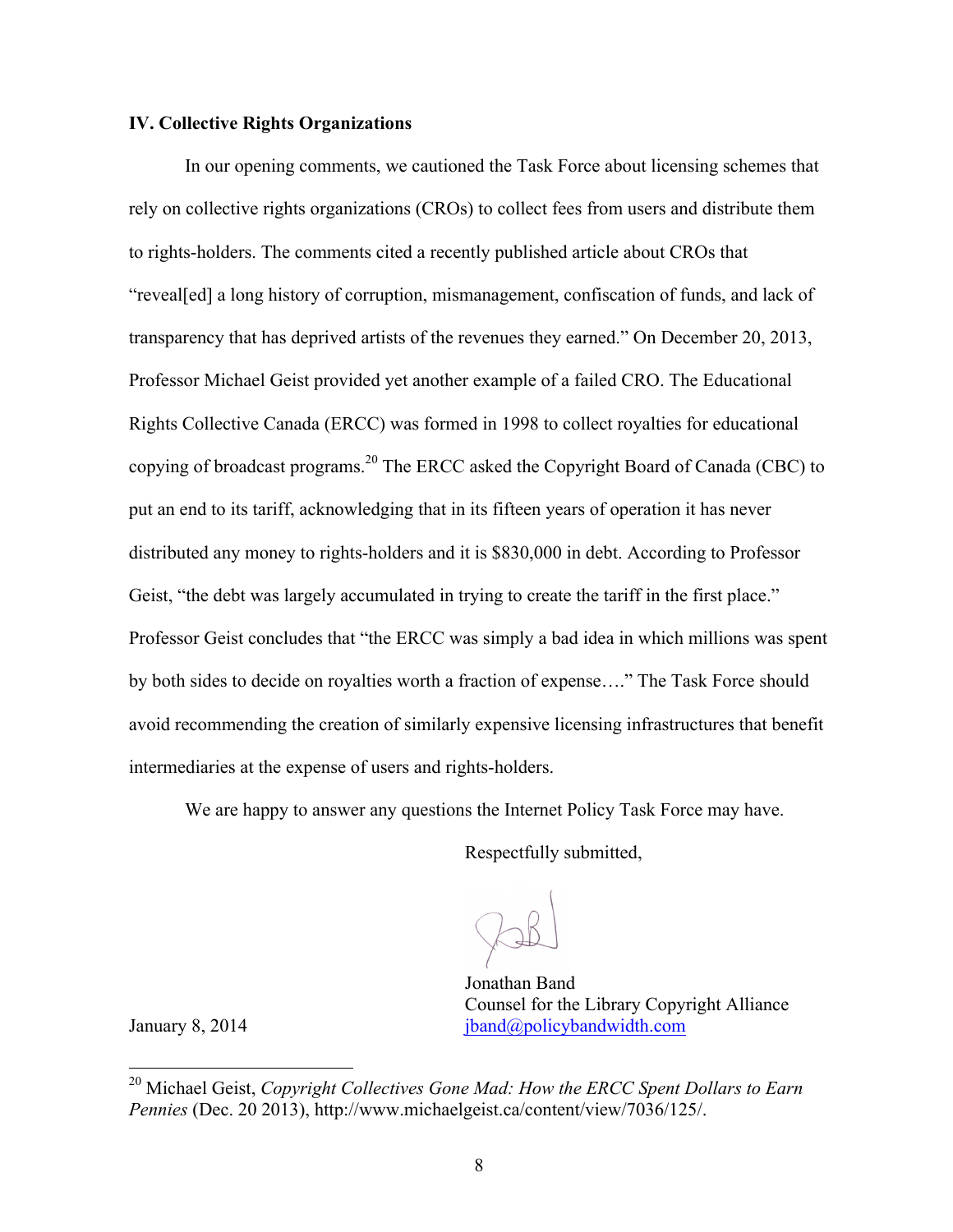**IV. Collective Rights Organizations**

In our opening comments, we cautioned the Task Force about licensing schemes that rely on collective rights organizations (CROs) to collect fees from users and distribute them to rights-holders. The comments cited a recently published article about CROs that "reveal[ed] a long history of corruption, mismanagement, confiscation of funds, and lack of transparency that has deprived artists of the revenues they earned." On December 20, 2013, Professor Michael Geist provided yet another example of a failed CRO. The Educational Rights Collective Canada (ERCC) was formed in 1998 to collect royalties for educational copying of broadcast programs.[20] The ERCC asked the Copyright Board of Canada (CBC) to put an end to its tariff, acknowledging that in its fifteen years of operation it has never distributed any money to rights-holders and it is $830,000 in debt. According to Professor Geist, "the debt was largely accumulated in trying to create the tariff in the first place." Professor Geist concludes that "the ERCC was simply a bad idea in which millions was spent by both sides to decide on royalties worth a fraction of expense…." The Task Force should avoid recommending the creation of similarly expensive licensing infrastructures that benefit intermediaries at the expense of users and rights-holders.

We are happy to answer any questions the Internet Policy Task Force may have.

Respectfully submitted,

Jonathan Band
Counsel for the Library Copyright Alliance
jband@policybandwidth.com

January 8, 2014

---

[20] Michael Geist, *Copyright Collectives Gone Mad: How the ERCC Spent Dollars to Earn Pennies* (Dec. 20 2013), http://www.michaelgeist.ca/content/view/7036/125/.